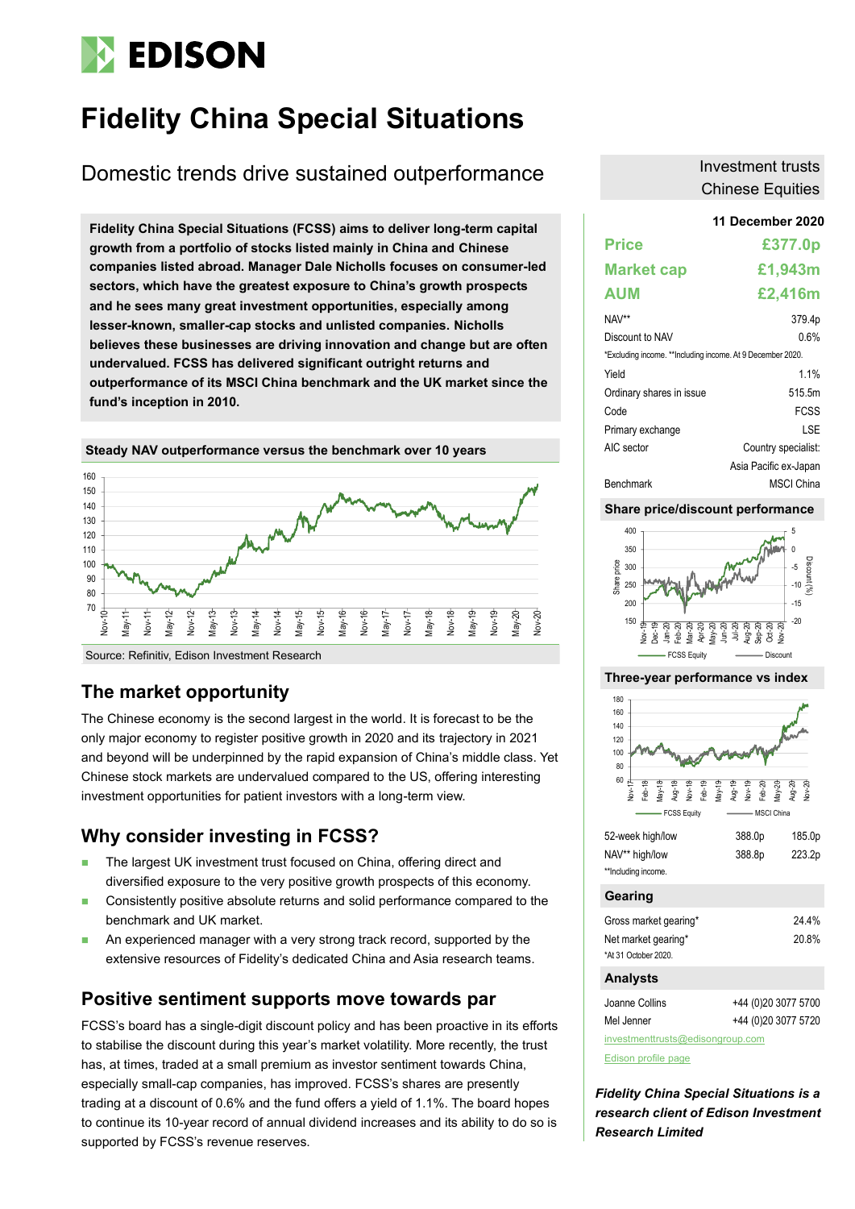# Fidelity China Special Situations

## Domestic trends drive sustained outperformance

Investment trusts
Chinese Equities

**11 December 2020**

| | |
|---|---|
| **Price** | **£377.0p** |
| **Market cap** | **£1,943m** |
| **AUM** | **£2,416m** |

| | |
|---|---|
| NAV** | 379.4p |
| Discount to NAV | 0.6% |

*Excluding income. **Including income. At 9 December 2020.

| | |
|---|---|
| Yield | 1.1% |
| Ordinary shares in issue | 515.5m |
| Code | FCSS |
| Primary exchange | LSE |
| AIC sector | Country specialist: Asia Pacific ex-Japan |
| Benchmark | MSCI China |

**Fidelity China Special Situations (FCSS) aims to deliver long-term capital growth from a portfolio of stocks listed mainly in China and Chinese companies listed abroad. Manager Dale Nicholls focuses on consumer-led sectors, which have the greatest exposure to China's growth prospects and he sees many great investment opportunities, especially among lesser-known, smaller-cap stocks and unlisted companies. Nicholls believes these businesses are driving innovation and change but are often undervalued. FCSS has delivered significant outright returns and outperformance of its MSCI China benchmark and the UK market since the fund's inception in 2010.**

**Steady NAV outperformance versus the benchmark over 10 years**

Source: Refinitiv, Edison Investment Research

**Share price/discount performance**

**Three-year performance vs index**

| | | |
|---|---|---|
| 52-week high/low | 388.0p | 185.0p |
| NAV** high/low | 388.8p | 223.2p |

**Including income.

### Gearing

| | |
|---|---|
| Gross market gearing* | 24.4% |
| Net market gearing* | 20.8% |

*At 31 October 2020.

### Analysts

| | |
|---|---|
| Joanne Collins | +44 (0)20 3077 5700 |
| Mel Jenner | +44 (0)20 3077 5720 |

investmenttrusts@edisongroup.com

Edison profile page

## The market opportunity

The Chinese economy is the second largest in the world. It is forecast to be the only major economy to register positive growth in 2020 and its trajectory in 2021 and beyond will be underpinned by the rapid expansion of China's middle class. Yet Chinese stock markets are undervalued compared to the US, offering interesting investment opportunities for patient investors with a long-term view.

## Why consider investing in FCSS?

- The largest UK investment trust focused on China, offering direct and diversified exposure to the very positive growth prospects of this economy.
- Consistently positive absolute returns and solid performance compared to the benchmark and UK market.
- An experienced manager with a very strong track record, supported by the extensive resources of Fidelity's dedicated China and Asia research teams.

## Positive sentiment supports move towards par

FCSS's board has a single-digit discount policy and has been proactive in its efforts to stabilise the discount during this year's market volatility. More recently, the trust has, at times, traded at a small premium as investor sentiment towards China, especially small-cap companies, has improved. FCSS's shares are presently trading at a discount of 0.6% and the fund offers a yield of 1.1%. The board hopes to continue its 10-year record of annual dividend increases and its ability to do so is supported by FCSS's revenue reserves.

***Fidelity China Special Situations is a research client of Edison Investment Research Limited***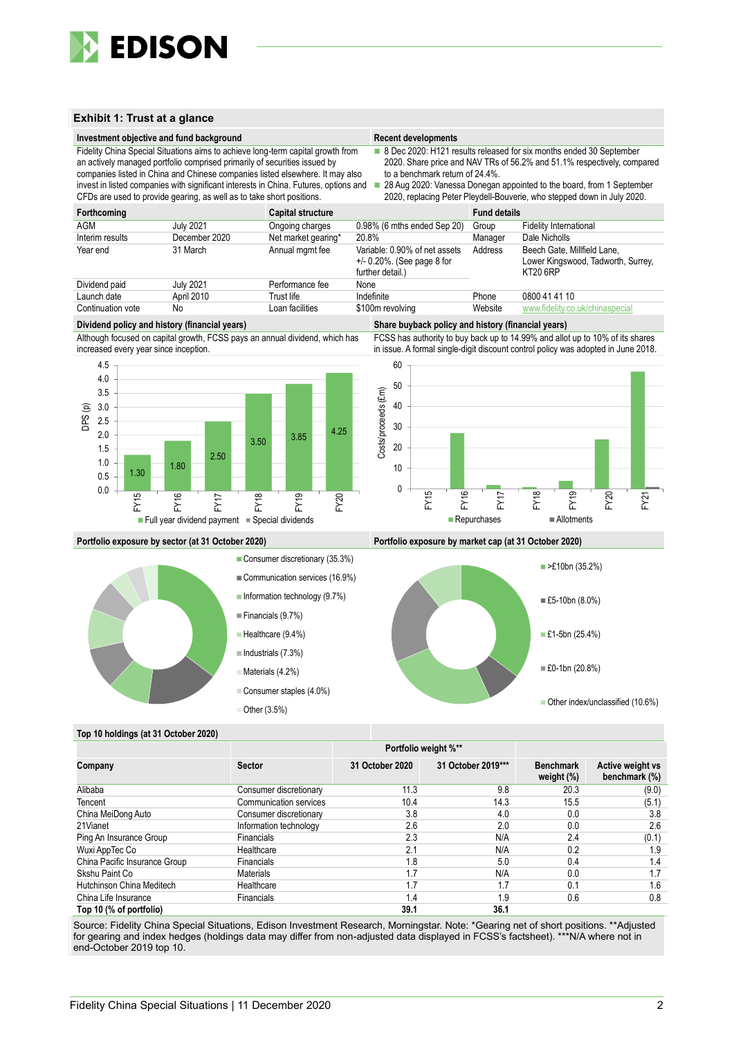## Exhibit 1: Trust at a glance

### Investment objective and fund background

Fidelity China Special Situations aims to achieve long-term capital growth from an actively managed portfolio comprised primarily of securities issued by companies listed in China and Chinese companies listed elsewhere. It may also invest in listed companies with significant interests in China. Futures, options and CFDs are used to provide gearing, as well as to take short positions.

### Recent developments

- 8 Dec 2020: H121 results released for six months ended 30 September 2020. Share price and NAV TRs of 56.2% and 51.1% respectively, compared to a benchmark return of 24.4%.
- 28 Aug 2020: Vanessa Donegan appointed to the board, from 1 September 2020, replacing Peter Pleydell-Bouverie, who stepped down in July 2020.

| Forthcoming | | Capital structure | | Fund details | |
|---|---|---|---|---|---|
| AGM | July 2021 | Ongoing charges | 0.98% (6 mths ended Sep 20) | Group | Fidelity International |
| Interim results | December 2020 | Net market gearing* | 20.8% | Manager | Dale Nicholls |
| Year end | 31 March | Annual mgmt fee | Variable: 0.90% of net assets +/- 0.20%. (See page 8 for further detail.) | Address | Beech Gate, Millfield Lane, Lower Kingswood, Tadworth, Surrey, KT20 6RP |
| Dividend paid | July 2021 | Performance fee | None | | |
| Launch date | April 2010 | Trust life | Indefinite | Phone | 0800 41 41 10 |
| Continuation vote | No | Loan facilities | \$100m revolving | Website | www.fidelity.co.uk/chinaspecial |

### Dividend policy and history (financial years)

Although focused on capital growth, FCSS pays an annual dividend, which has increased every year since inception.

| | FY15 | FY16 | FY17 | FY18 | FY19 | FY20 |
|---|---|---|---|---|---|---|
| DPS (p) | 1.30 | 1.80 | 2.50 | 3.50 | 3.85 | 4.25 |

Full year dividend payment ■ Special dividends

### Share buyback policy and history (financial years)

FCSS has authority to buy back up to 14.99% and allot up to 10% of its shares in issue. A formal single-digit discount control policy was adopted in June 2018.

Costs/proceeds (£m), FY15–FY21: Repurchases, Allotments

### Portfolio exposure by sector (at 31 October 2020)

- Consumer discretionary (35.3%)
- Communication services (16.9%)
- Information technology (9.7%)
- Financials (9.7%)
- Healthcare (9.4%)
- Industrials (7.3%)
- Materials (4.2%)
- Consumer staples (4.0%)
- Other (3.5%)

### Portfolio exposure by market cap (at 31 October 2020)

- >£10bn (35.2%)
- £5-10bn (8.0%)
- £1-5bn (25.4%)
- £0-1bn (20.8%)
- Other index/unclassified (10.6%)

### Top 10 holdings (at 31 October 2020)

| | | Portfolio weight %** | | | |
|---|---|---|---|---|---|
| Company | Sector | 31 October 2020 | 31 October 2019*** | Benchmark weight (%) | Active weight vs benchmark (%) |
| Alibaba | Consumer discretionary | 11.3 | 9.8 | 20.3 | (9.0) |
| Tencent | Communication services | 10.4 | 14.3 | 15.5 | (5.1) |
| China MeiDong Auto | Consumer discretionary | 3.8 | 4.0 | 0.0 | 3.8 |
| 21Vianet | Information technology | 2.6 | 2.0 | 0.0 | 2.6 |
| Ping An Insurance Group | Financials | 2.3 | N/A | 2.4 | (0.1) |
| Wuxi AppTec Co | Healthcare | 2.1 | N/A | 0.2 | 1.9 |
| China Pacific Insurance Group | Financials | 1.8 | 5.0 | 0.4 | 1.4 |
| Skshu Paint Co | Materials | 1.7 | N/A | 0.0 | 1.7 |
| Hutchinson China Meditech | Healthcare | 1.7 | 1.7 | 0.1 | 1.6 |
| China Life Insurance | Financials | 1.4 | 1.9 | 0.6 | 0.8 |
| **Top 10 (% of portfolio)** | | **39.1** | **36.1** | | |

Source: Fidelity China Special Situations, Edison Investment Research, Morningstar. Note: *Gearing net of short positions. **Adjusted for gearing and index hedges (holdings data may differ from non-adjusted data displayed in FCSS's factsheet). ***N/A where not in end-October 2019 top 10.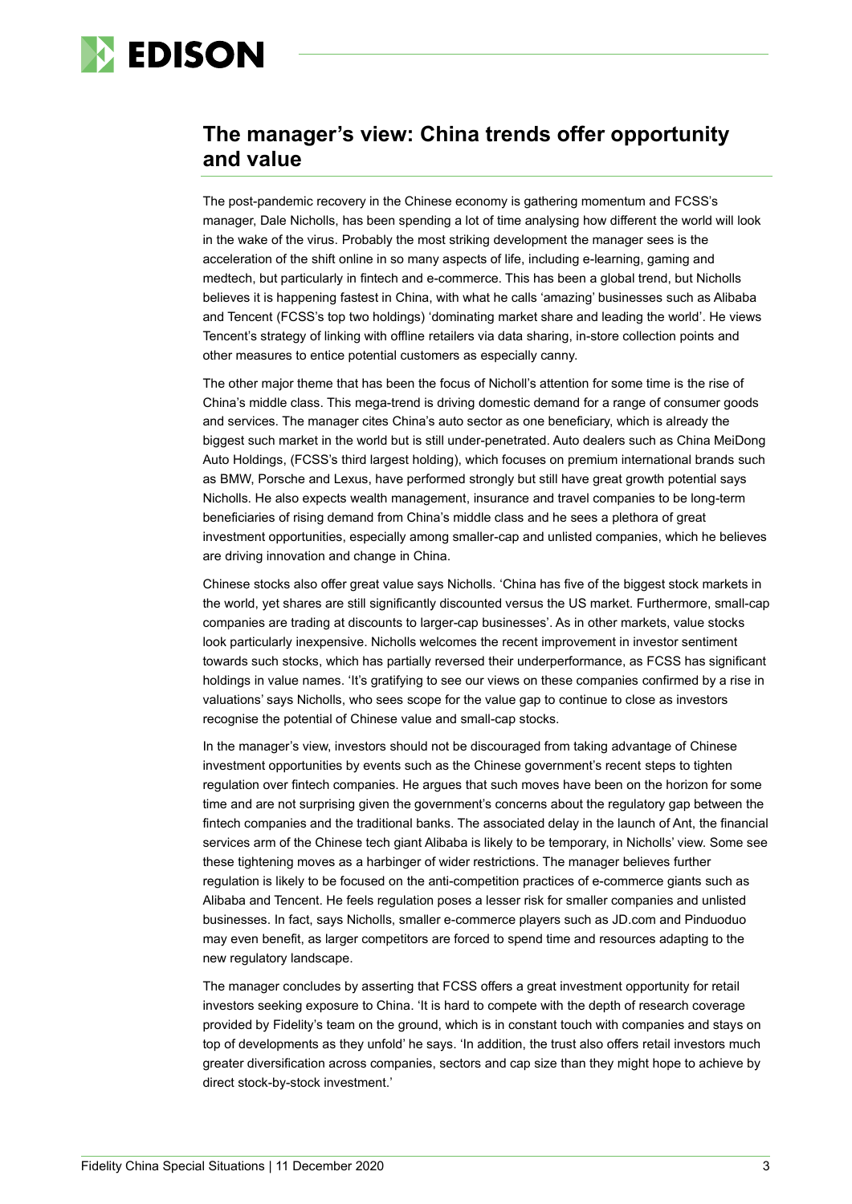## The manager's view: China trends offer opportunity and value

The post-pandemic recovery in the Chinese economy is gathering momentum and FCSS's manager, Dale Nicholls, has been spending a lot of time analysing how different the world will look in the wake of the virus. Probably the most striking development the manager sees is the acceleration of the shift online in so many aspects of life, including e-learning, gaming and medtech, but particularly in fintech and e-commerce. This has been a global trend, but Nicholls believes it is happening fastest in China, with what he calls 'amazing' businesses such as Alibaba and Tencent (FCSS's top two holdings) 'dominating market share and leading the world'. He views Tencent's strategy of linking with offline retailers via data sharing, in-store collection points and other measures to entice potential customers as especially canny.

The other major theme that has been the focus of Nicholl's attention for some time is the rise of China's middle class. This mega-trend is driving domestic demand for a range of consumer goods and services. The manager cites China's auto sector as one beneficiary, which is already the biggest such market in the world but is still under-penetrated. Auto dealers such as China MeiDong Auto Holdings, (FCSS's third largest holding), which focuses on premium international brands such as BMW, Porsche and Lexus, have performed strongly but still have great growth potential says Nicholls. He also expects wealth management, insurance and travel companies to be long-term beneficiaries of rising demand from China's middle class and he sees a plethora of great investment opportunities, especially among smaller-cap and unlisted companies, which he believes are driving innovation and change in China.

Chinese stocks also offer great value says Nicholls. 'China has five of the biggest stock markets in the world, yet shares are still significantly discounted versus the US market. Furthermore, small-cap companies are trading at discounts to larger-cap businesses'. As in other markets, value stocks look particularly inexpensive. Nicholls welcomes the recent improvement in investor sentiment towards such stocks, which has partially reversed their underperformance, as FCSS has significant holdings in value names. 'It's gratifying to see our views on these companies confirmed by a rise in valuations' says Nicholls, who sees scope for the value gap to continue to close as investors recognise the potential of Chinese value and small-cap stocks.

In the manager's view, investors should not be discouraged from taking advantage of Chinese investment opportunities by events such as the Chinese government's recent steps to tighten regulation over fintech companies. He argues that such moves have been on the horizon for some time and are not surprising given the government's concerns about the regulatory gap between the fintech companies and the traditional banks. The associated delay in the launch of Ant, the financial services arm of the Chinese tech giant Alibaba is likely to be temporary, in Nicholls' view. Some see these tightening moves as a harbinger of wider restrictions. The manager believes further regulation is likely to be focused on the anti-competition practices of e-commerce giants such as Alibaba and Tencent. He feels regulation poses a lesser risk for smaller companies and unlisted businesses. In fact, says Nicholls, smaller e-commerce players such as JD.com and Pinduoduo may even benefit, as larger competitors are forced to spend time and resources adapting to the new regulatory landscape.

The manager concludes by asserting that FCSS offers a great investment opportunity for retail investors seeking exposure to China. 'It is hard to compete with the depth of research coverage provided by Fidelity's team on the ground, which is in constant touch with companies and stays on top of developments as they unfold' he says. 'In addition, the trust also offers retail investors much greater diversification across companies, sectors and cap size than they might hope to achieve by direct stock-by-stock investment.'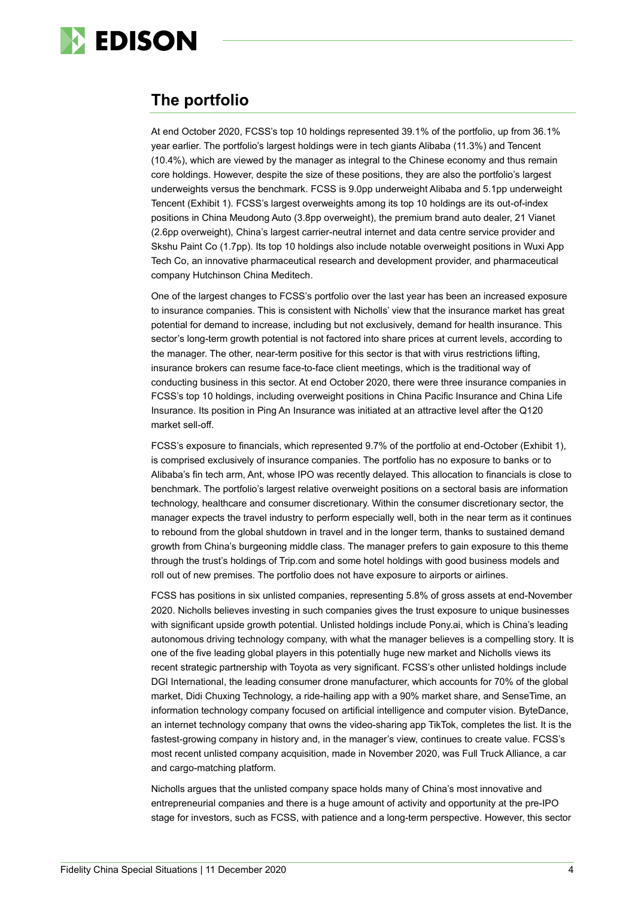## The portfolio

At end October 2020, FCSS's top 10 holdings represented 39.1% of the portfolio, up from 36.1% year earlier. The portfolio's largest holdings were in tech giants Alibaba (11.3%) and Tencent (10.4%), which are viewed by the manager as integral to the Chinese economy and thus remain core holdings. However, despite the size of these positions, they are also the portfolio's largest underweights versus the benchmark. FCSS is 9.0pp underweight Alibaba and 5.1pp underweight Tencent (Exhibit 1). FCSS's largest overweights among its top 10 holdings are its out-of-index positions in China Meudong Auto (3.8pp overweight), the premium brand auto dealer, 21 Vianet (2.6pp overweight), China's largest carrier-neutral internet and data centre service provider and Skshu Paint Co (1.7pp). Its top 10 holdings also include notable overweight positions in Wuxi App Tech Co, an innovative pharmaceutical research and development provider, and pharmaceutical company Hutchinson China Meditech.

One of the largest changes to FCSS's portfolio over the last year has been an increased exposure to insurance companies. This is consistent with Nicholls' view that the insurance market has great potential for demand to increase, including but not exclusively, demand for health insurance. This sector's long-term growth potential is not factored into share prices at current levels, according to the manager. The other, near-term positive for this sector is that with virus restrictions lifting, insurance brokers can resume face-to-face client meetings, which is the traditional way of conducting business in this sector. At end October 2020, there were three insurance companies in FCSS's top 10 holdings, including overweight positions in China Pacific Insurance and China Life Insurance. Its position in Ping An Insurance was initiated at an attractive level after the Q120 market sell-off.

FCSS's exposure to financials, which represented 9.7% of the portfolio at end-October (Exhibit 1), is comprised exclusively of insurance companies. The portfolio has no exposure to banks or to Alibaba's fin tech arm, Ant, whose IPO was recently delayed. This allocation to financials is close to benchmark. The portfolio's largest relative overweight positions on a sectoral basis are information technology, healthcare and consumer discretionary. Within the consumer discretionary sector, the manager expects the travel industry to perform especially well, both in the near term as it continues to rebound from the global shutdown in travel and in the longer term, thanks to sustained demand growth from China's burgeoning middle class. The manager prefers to gain exposure to this theme through the trust's holdings of Trip.com and some hotel holdings with good business models and roll out of new premises. The portfolio does not have exposure to airports or airlines.

FCSS has positions in six unlisted companies, representing 5.8% of gross assets at end-November 2020. Nicholls believes investing in such companies gives the trust exposure to unique businesses with significant upside growth potential. Unlisted holdings include Pony.ai, which is China's leading autonomous driving technology company, with what the manager believes is a compelling story. It is one of the five leading global players in this potentially huge new market and Nicholls views its recent strategic partnership with Toyota as very significant. FCSS's other unlisted holdings include DGI International, the leading consumer drone manufacturer, which accounts for 70% of the global market, Didi Chuxing Technology, a ride-hailing app with a 90% market share, and SenseTime, an information technology company focused on artificial intelligence and computer vision. ByteDance, an internet technology company that owns the video-sharing app TikTok, completes the list. It is the fastest-growing company in history and, in the manager's view, continues to create value. FCSS's most recent unlisted company acquisition, made in November 2020, was Full Truck Alliance, a car and cargo-matching platform.

Nicholls argues that the unlisted company space holds many of China's most innovative and entrepreneurial companies and there is a huge amount of activity and opportunity at the pre-IPO stage for investors, such as FCSS, with patience and a long-term perspective. However, this sector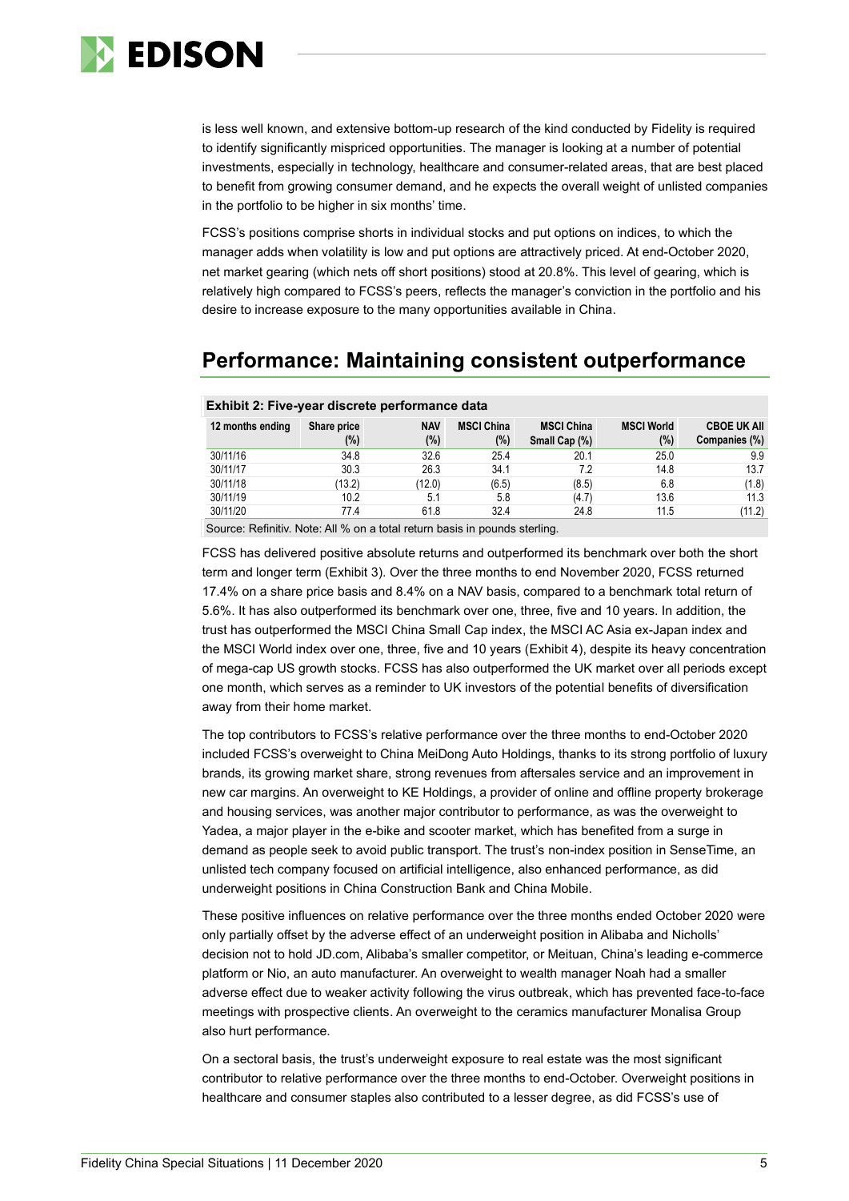is less well known, and extensive bottom-up research of the kind conducted by Fidelity is required to identify significantly mispriced opportunities. The manager is looking at a number of potential investments, especially in technology, healthcare and consumer-related areas, that are best placed to benefit from growing consumer demand, and he expects the overall weight of unlisted companies in the portfolio to be higher in six months' time.

FCSS's positions comprise shorts in individual stocks and put options on indices, to which the manager adds when volatility is low and put options are attractively priced. At end-October 2020, net market gearing (which nets off short positions) stood at 20.8%. This level of gearing, which is relatively high compared to FCSS's peers, reflects the manager's conviction in the portfolio and his desire to increase exposure to the many opportunities available in China.

## Performance: Maintaining consistent outperformance

**Exhibit 2: Five-year discrete performance data**

| 12 months ending | Share price (%) | NAV (%) | MSCI China (%) | MSCI China Small Cap (%) | MSCI World (%) | CBOE UK All Companies (%) |
|---|---|---|---|---|---|---|
| 30/11/16 | 34.8 | 32.6 | 25.4 | 20.1 | 25.0 | 9.9 |
| 30/11/17 | 30.3 | 26.3 | 34.1 | 7.2 | 14.8 | 13.7 |
| 30/11/18 | (13.2) | (12.0) | (6.5) | (8.5) | 6.8 | (1.8) |
| 30/11/19 | 10.2 | 5.1 | 5.8 | (4.7) | 13.6 | 11.3 |
| 30/11/20 | 77.4 | 61.8 | 32.4 | 24.8 | 11.5 | (11.2) |

Source: Refinitiv. Note: All % on a total return basis in pounds sterling.

FCSS has delivered positive absolute returns and outperformed its benchmark over both the short term and longer term (Exhibit 3). Over the three months to end November 2020, FCSS returned 17.4% on a share price basis and 8.4% on a NAV basis, compared to a benchmark total return of 5.6%. It has also outperformed its benchmark over one, three, five and 10 years. In addition, the trust has outperformed the MSCI China Small Cap index, the MSCI AC Asia ex-Japan index and the MSCI World index over one, three, five and 10 years (Exhibit 4), despite its heavy concentration of mega-cap US growth stocks. FCSS has also outperformed the UK market over all periods except one month, which serves as a reminder to UK investors of the potential benefits of diversification away from their home market.

The top contributors to FCSS's relative performance over the three months to end-October 2020 included FCSS's overweight to China MeiDong Auto Holdings, thanks to its strong portfolio of luxury brands, its growing market share, strong revenues from aftersales service and an improvement in new car margins. An overweight to KE Holdings, a provider of online and offline property brokerage and housing services, was another major contributor to performance, as was the overweight to Yadea, a major player in the e-bike and scooter market, which has benefited from a surge in demand as people seek to avoid public transport. The trust's non-index position in SenseTime, an unlisted tech company focused on artificial intelligence, also enhanced performance, as did underweight positions in China Construction Bank and China Mobile.

These positive influences on relative performance over the three months ended October 2020 were only partially offset by the adverse effect of an underweight position in Alibaba and Nicholls' decision not to hold JD.com, Alibaba's smaller competitor, or Meituan, China's leading e-commerce platform or Nio, an auto manufacturer. An overweight to wealth manager Noah had a smaller adverse effect due to weaker activity following the virus outbreak, which has prevented face-to-face meetings with prospective clients. An overweight to the ceramics manufacturer Monalisa Group also hurt performance.

On a sectoral basis, the trust's underweight exposure to real estate was the most significant contributor to relative performance over the three months to end-October. Overweight positions in healthcare and consumer staples also contributed to a lesser degree, as did FCSS's use of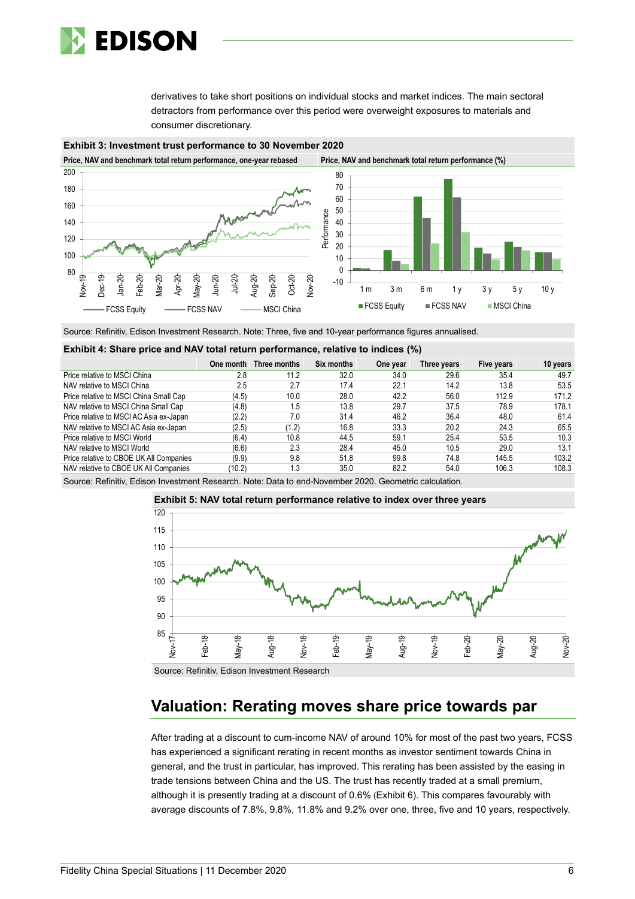derivatives to take short positions on individual stocks and market indices. The main sectoral detractors from performance over this period were overweight exposures to materials and consumer discretionary.

**Exhibit 3: Investment trust performance to 30 November 2020**

Price, NAV and benchmark total return performance, one-year rebased

Price, NAV and benchmark total return performance (%)

Source: Refinitiv, Edison Investment Research. Note: Three, five and 10-year performance figures annualised.

**Exhibit 4: Share price and NAV total return performance, relative to indices (%)**

| | One month | Three months | Six months | One year | Three years | Five years | 10 years |
|---|---|---|---|---|---|---|---|
| Price relative to MSCI China | 2.8 | 11.2 | 32.0 | 34.0 | 29.6 | 35.4 | 49.7 |
| NAV relative to MSCI China | 2.5 | 2.7 | 17.4 | 22.1 | 14.2 | 13.8 | 53.5 |
| Price relative to MSCI China Small Cap | (4.5) | 10.0 | 28.0 | 42.2 | 56.0 | 112.9 | 171.2 |
| NAV relative to MSCI China Small Cap | (4.8) | 1.5 | 13.8 | 29.7 | 37.5 | 78.9 | 178.1 |
| Price relative to MSCI AC Asia ex-Japan | (2.2) | 7.0 | 31.4 | 46.2 | 36.4 | 48.0 | 61.4 |
| NAV relative to MSCI AC Asia ex-Japan | (2.5) | (1.2) | 16.8 | 33.3 | 20.2 | 24.3 | 65.5 |
| Price relative to MSCI World | (6.4) | 10.8 | 44.5 | 59.1 | 25.4 | 53.5 | 10.3 |
| NAV relative to MSCI World | (6.6) | 2.3 | 28.4 | 45.0 | 10.5 | 29.0 | 13.1 |
| Price relative to CBOE UK All Companies | (9.9) | 9.8 | 51.8 | 99.8 | 74.8 | 145.5 | 103.2 |
| NAV relative to CBOE UK All Companies | (10.2) | 1.3 | 35.0 | 82.2 | 54.0 | 106.3 | 108.3 |

Source: Refinitiv, Edison Investment Research. Note: Data to end-November 2020. Geometric calculation.

**Exhibit 5: NAV total return performance relative to index over three years**

Source: Refinitiv, Edison Investment Research

## Valuation: Rerating moves share price towards par

After trading at a discount to cum-income NAV of around 10% for most of the past two years, FCSS has experienced a significant rerating in recent months as investor sentiment towards China in general, and the trust in particular, has improved. This rerating has been assisted by the easing in trade tensions between China and the US. The trust has recently traded at a small premium, although it is presently trading at a discount of 0.6% (Exhibit 6). This compares favourably with average discounts of 7.8%, 9.8%, 11.8% and 9.2% over one, three, five and 10 years, respectively.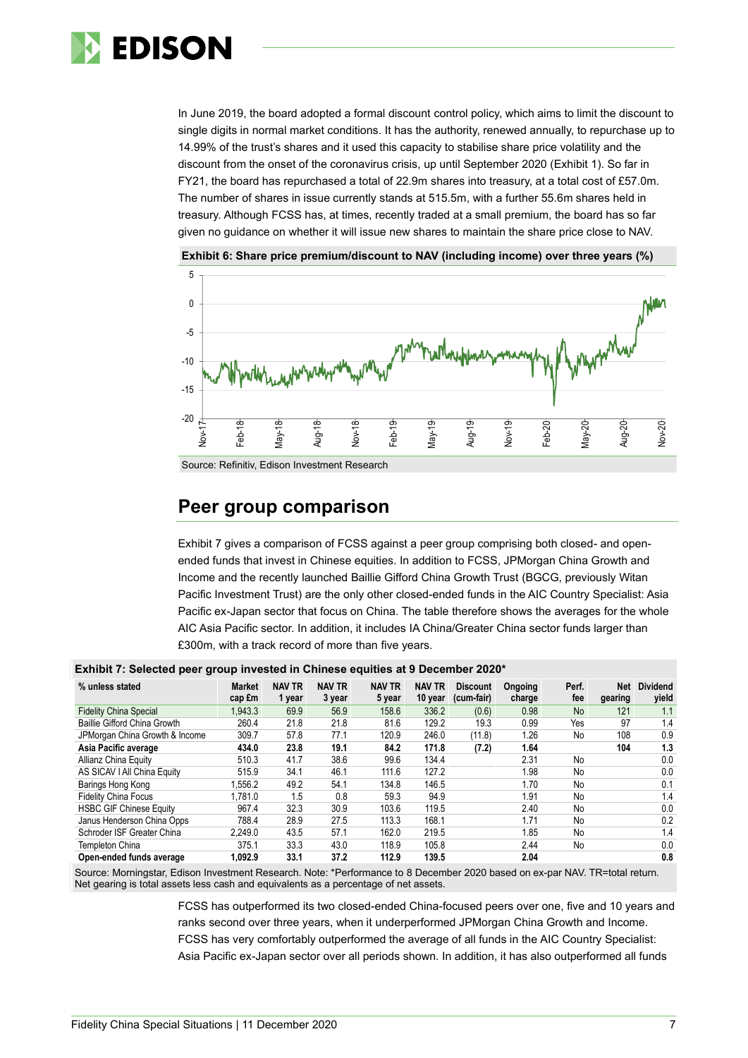In June 2019, the board adopted a formal discount control policy, which aims to limit the discount to single digits in normal market conditions. It has the authority, renewed annually, to repurchase up to 14.99% of the trust's shares and it used this capacity to stabilise share price volatility and the discount from the onset of the coronavirus crisis, up until September 2020 (Exhibit 1). So far in FY21, the board has repurchased a total of 22.9m shares into treasury, at a total cost of £57.0m. The number of shares in issue currently stands at 515.5m, with a further 55.6m shares held in treasury. Although FCSS has, at times, recently traded at a small premium, the board has so far given no guidance on whether it will issue new shares to maintain the share price close to NAV.

**Exhibit 6: Share price premium/discount to NAV (including income) over three years (%)**

Source: Refinitiv, Edison Investment Research

## Peer group comparison

Exhibit 7 gives a comparison of FCSS against a peer group comprising both closed- and open-ended funds that invest in Chinese equities. In addition to FCSS, JPMorgan China Growth and Income and the recently launched Baillie Gifford China Growth Trust (BGCG, previously Witan Pacific Investment Trust) are the only other closed-ended funds in the AIC Country Specialist: Asia Pacific ex-Japan sector that focus on China. The table therefore shows the averages for the whole AIC Asia Pacific sector. In addition, it includes IA China/Greater China sector funds larger than £300m, with a track record of more than five years.

**Exhibit 7: Selected peer group invested in Chinese equities at 9 December 2020***

| % unless stated | Market cap £m | NAV TR 1 year | NAV TR 3 year | NAV TR 5 year | NAV TR 10 year | Discount (cum-fair) | Ongoing charge | Perf. fee | Net gearing | Dividend yield |
|---|---|---|---|---|---|---|---|---|---|---|
| Fidelity China Special | 1,943.3 | 69.9 | 56.9 | 158.6 | 336.2 | (0.6) | 0.98 | No | 121 | 1.1 |
| Baillie Gifford China Growth | 260.4 | 21.8 | 21.8 | 81.6 | 129.2 | 19.3 | 0.99 | Yes | 97 | 1.4 |
| JPMorgan China Growth & Income | 309.7 | 57.8 | 77.1 | 120.9 | 246.0 | (11.8) | 1.26 | No | 108 | 0.9 |
| **Asia Pacific average** | **434.0** | **23.8** | **19.1** | **84.2** | **171.8** | **(7.2)** | **1.64** | | **104** | **1.3** |
| Allianz China Equity | 510.3 | 41.7 | 38.6 | 99.6 | 134.4 | | 2.31 | No | | 0.0 |
| AS SICAV I All China Equity | 515.9 | 34.1 | 46.1 | 111.6 | 127.2 | | 1.98 | No | | 0.0 |
| Barings Hong Kong | 1,556.2 | 49.2 | 54.1 | 134.8 | 146.5 | | 1.70 | No | | 0.1 |
| Fidelity China Focus | 1,781.0 | 1.5 | 0.8 | 59.3 | 94.9 | | 1.91 | No | | 1.4 |
| HSBC GIF Chinese Equity | 967.4 | 32.3 | 30.9 | 103.6 | 119.5 | | 2.40 | No | | 0.0 |
| Janus Henderson China Opps | 788.4 | 28.9 | 27.5 | 113.3 | 168.1 | | 1.71 | No | | 0.2 |
| Schroder ISF Greater China | 2,249.0 | 43.5 | 57.1 | 162.0 | 219.5 | | 1.85 | No | | 1.4 |
| Templeton China | 375.1 | 33.3 | 43.0 | 118.9 | 105.8 | | 2.44 | No | | 0.0 |
| **Open-ended funds average** | **1,092.9** | **33.1** | **37.2** | **112.9** | **139.5** | | **2.04** | | | **0.8** |

Source: Morningstar, Edison Investment Research. Note: *Performance to 8 December 2020 based on ex-par NAV. TR=total return. Net gearing is total assets less cash and equivalents as a percentage of net assets.

FCSS has outperformed its two closed-ended China-focused peers over one, five and 10 years and ranks second over three years, when it underperformed JPMorgan China Growth and Income. FCSS has very comfortably outperformed the average of all funds in the AIC Country Specialist: Asia Pacific ex-Japan sector over all periods shown. In addition, it has also outperformed all funds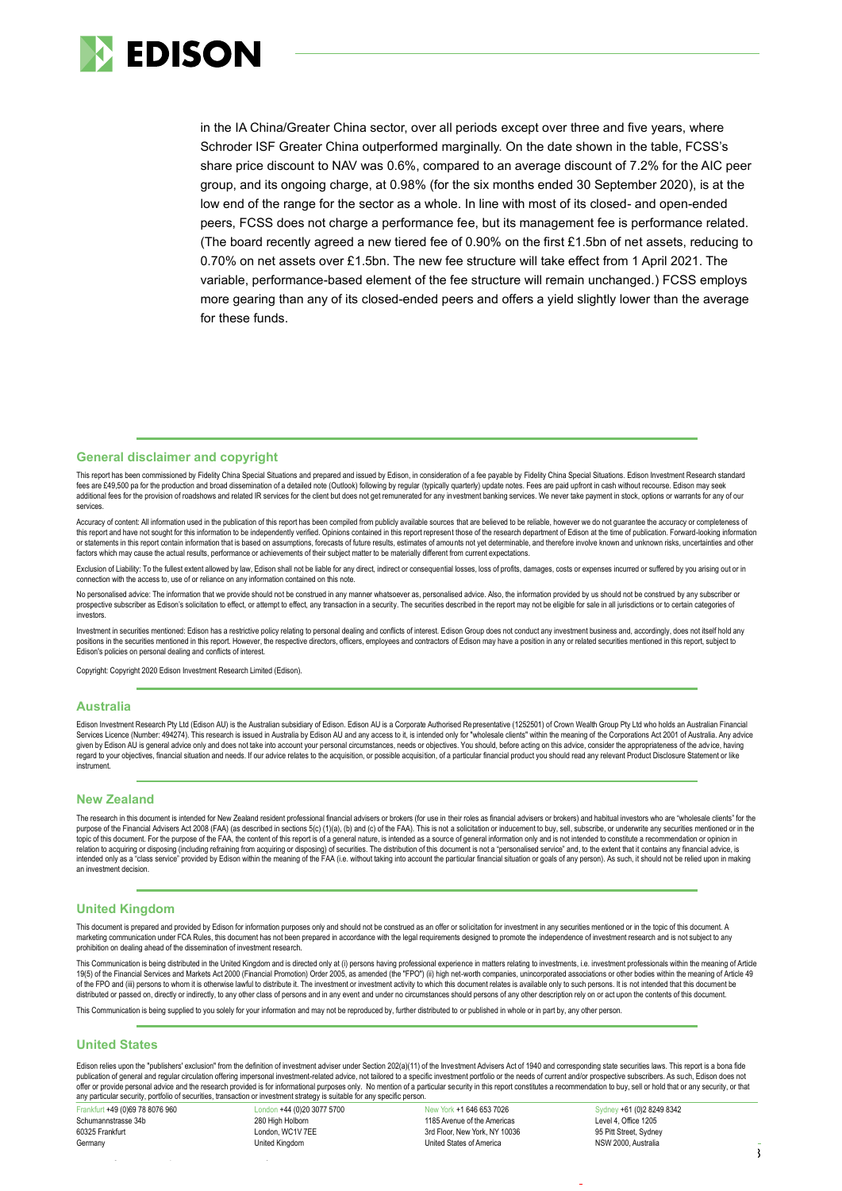in the IA China/Greater China sector, over all periods except over three and five years, where Schroder ISF Greater China outperformed marginally. On the date shown in the table, FCSS's share price discount to NAV was 0.6%, compared to an average discount of 7.2% for the AIC peer group, and its ongoing charge, at 0.98% (for the six months ended 30 September 2020), is at the low end of the range for the sector as a whole. In line with most of its closed- and open-ended peers, FCSS does not charge a performance fee, but its management fee is performance related. (The board recently agreed a new tiered fee of 0.90% on the first £1.5bn of net assets, reducing to 0.70% on net assets over £1.5bn. The new fee structure will take effect from 1 April 2021. The variable, performance-based element of the fee structure will remain unchanged.) FCSS employs more gearing than any of its closed-ended peers and offers a yield slightly lower than the average for these funds.

## General disclaimer and copyright

This report has been commissioned by Fidelity China Special Situations and prepared and issued by Edison, in consideration of a fee payable by Fidelity China Special Situations. Edison Investment Research standard fees are £49,500 pa for the production and broad dissemination of a detailed note (Outlook) following by regular (typically quarterly) update notes. Fees are paid upfront in cash without recourse. Edison may seek additional fees for the provision of roadshows and related IR services for the client but does not get remunerated for any investment banking services. We never take payment in stock, options or warrants for any of our services.

Accuracy of content: All information used in the publication of this report has been compiled from publicly available sources that are believed to be reliable, however we do not guarantee the accuracy or completeness of this report and have not sought for this information to be independently verified. Opinions contained in this report represent those of the research department of Edison at the time of publication. Forward-looking information or statements in this report contain information that is based on assumptions, forecasts of future results, estimates of amounts not yet determinable, and therefore involve known and unknown risks, uncertainties and other factors which may cause the actual results, performance or achievements of their subject matter to be materially different from current expectations.

Exclusion of Liability: To the fullest extent allowed by law, Edison shall not be liable for any direct, indirect or consequential losses, loss of profits, damages, costs or expenses incurred or suffered by you arising out or in connection with the access to, use of or reliance on any information contained on this note.

No personalised advice: The information that we provide should not be construed in any manner whatsoever as, personalised advice. Also, the information provided by us should not be construed by any subscriber or prospective subscriber as Edison's solicitation to effect, or attempt to effect, any transaction in a security. The securities described in the report may not be eligible for sale in all jurisdictions or to certain categories of investors.

Investment in securities mentioned: Edison has a restrictive policy relating to personal dealing and conflicts of interest. Edison Group does not conduct any investment business and, accordingly, does not itself hold any positions in the securities mentioned in this report. However, the respective directors, officers, employees and contractors of Edison may have a position in any or related securities mentioned in this report, subject to Edison's policies on personal dealing and conflicts of interest.

Copyright: Copyright 2020 Edison Investment Research Limited (Edison).

## Australia

Edison Investment Research Pty Ltd (Edison AU) is the Australian subsidiary of Edison. Edison AU is a Corporate Authorised Representative (1252501) of Crown Wealth Group Pty Ltd who holds an Australian Financial Services Licence (Number: 494274). This research is issued in Australia by Edison AU and any access to it, is intended only for "wholesale clients" within the meaning of the Corporations Act 2001 of Australia. Any advice given by Edison AU is general advice only and does not take into account your personal circumstances, needs or objectives. You should, before acting on this advice, consider the appropriateness of the advice, having regard to your objectives, financial situation and needs. If our advice relates to the acquisition, or possible acquisition, of a particular financial product you should read any relevant Product Disclosure Statement or like instrument.

## New Zealand

The research in this document is intended for New Zealand resident professional financial advisers or brokers (for use in their roles as financial advisers or brokers) and habitual investors who are "wholesale clients" for the purpose of the Financial Advisers Act 2008 (FAA) (as described in sections 5(c) (1)(a), (b) and (c) of the FAA). This is not a solicitation or inducement to buy, sell, subscribe, or underwrite any securities mentioned or in the topic of this document. For the purpose of the FAA, the content of this report is of a general nature, is intended as a source of general information only and is not intended to constitute a recommendation or opinion in relation to acquiring or disposing (including refraining from acquiring or disposing) of securities. The distribution of this document is not a "personalised service" and, to the extent that it contains any financial advice, is intended only as a "class service" provided by Edison within the meaning of the FAA (i.e. without taking into account the particular financial situation or goals of any person). As such, it should not be relied upon in making an investment decision.

## United Kingdom

This document is prepared and provided by Edison for information purposes only and should not be construed as an offer or solicitation for investment in any securities mentioned or in the topic of this document. A marketing communication under FCA Rules, this document has not been prepared in accordance with the legal requirements designed to promote the independence of investment research and is not subject to any prohibition on dealing ahead of the dissemination of investment research.

This Communication is being distributed in the United Kingdom and is directed only at (i) persons having professional experience in matters relating to investments, i.e. investment professionals within the meaning of Article 19(5) of the Financial Services and Markets Act 2000 (Financial Promotion) Order 2005, as amended (the "FPO") (ii) high net-worth companies, unincorporated associations or other bodies within the meaning of Article 49 of the FPO and (iii) persons to whom it is otherwise lawful to distribute it. The investment or investment activity to which this document relates is available only to such persons. It is not intended that this document be distributed or passed on, directly or indirectly, to any other class of persons and in any event and under no circumstances should persons of any other description rely on or act upon the contents of this document.

This Communication is being supplied to you solely for your information and may not be reproduced by, further distributed to or published in whole or in part by, any other person.

## United States

Edison relies upon the "publishers' exclusion" from the definition of investment adviser under Section 202(a)(11) of the Investment Advisers Act of 1940 and corresponding state securities laws. This report is a bona fide publication of general and regular circulation offering impersonal investment-related advice, not tailored to a specific investment portfolio or the needs of current and/or prospective subscribers. As such, Edison does not offer or provide personal advice and the research provided is for informational purposes only. No mention of a particular security in this report constitutes a recommendation to buy, sell or hold that or any security, or that any particular security, portfolio of securities, transaction or investment strategy is suitable for any specific person.

Frankfurt +49 (0)69 78 8076 960
Schumannstrasse 34b
60325 Frankfurt
Germany

London +44 (0)20 3077 5700
280 High Holborn
London, WC1V 7EE
United Kingdom

New York +1 646 653 7026
1185 Avenue of the Americas
3rd Floor, New York, NY 10036
United States of America

Sydney +61 (0)2 8249 8342
Level 4, Office 1205
95 Pitt Street, Sydney
NSW 2000, Australia